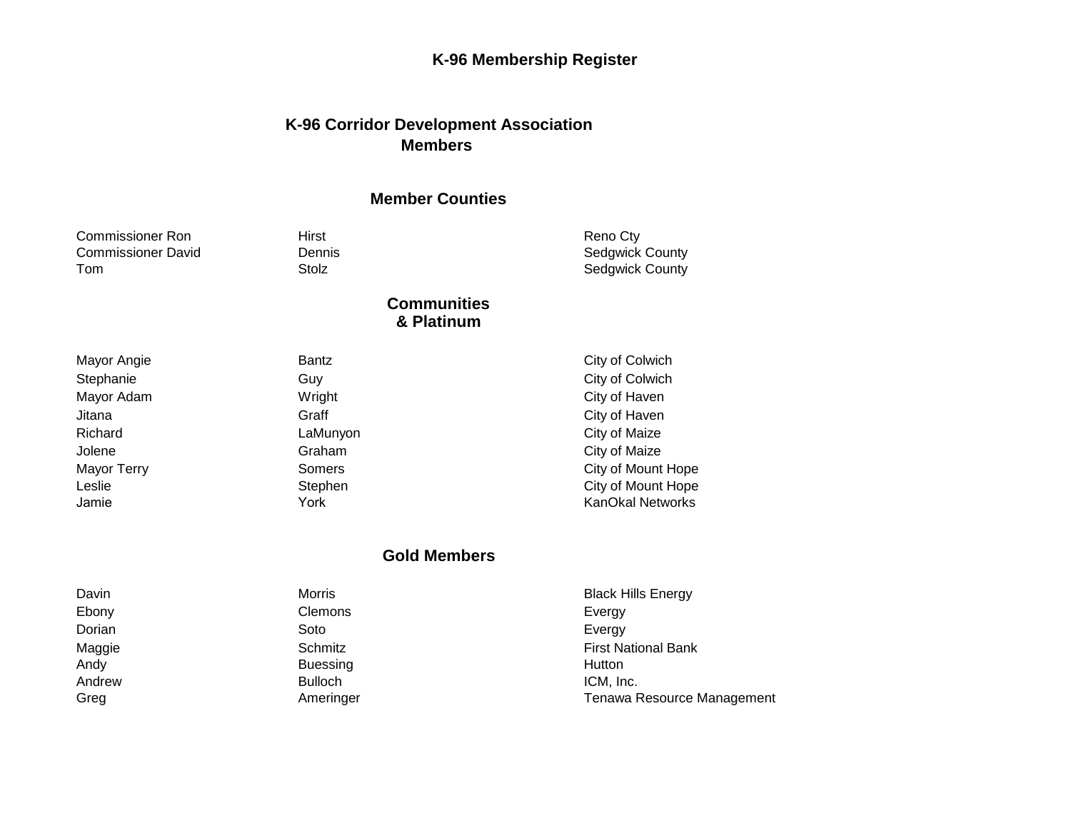# K-96 Membership Register

## K-96 Corridor Development Association Members

### Member Counties

| | | |
|---|---|---|
| Commissioner Ron | Hirst | Reno Cty |
| Commissioner David | Dennis | Sedgwick County |
| Tom | Stolz | Sedgwick County |

### Communities & Platinum

| | | |
|---|---|---|
| Mayor Angie | Bantz | City of Colwich |
| Stephanie | Guy | City of Colwich |
| Mayor Adam | Wright | City of Haven |
| Jitana | Graff | City of Haven |
| Richard | LaMunyon | City of Maize |
| Jolene | Graham | City of Maize |
| Mayor Terry | Somers | City of Mount Hope |
| Leslie | Stephen | City of Mount Hope |
| Jamie | York | KanOkal Networks |

### Gold Members

| | | |
|---|---|---|
| Davin | Morris | Black Hills Energy |
| Ebony | Clemons | Evergy |
| Dorian | Soto | Evergy |
| Maggie | Schmitz | First National Bank |
| Andy | Buessing | Hutton |
| Andrew | Bulloch | ICM, Inc. |
| Greg | Ameringer | Tenawa Resource Management |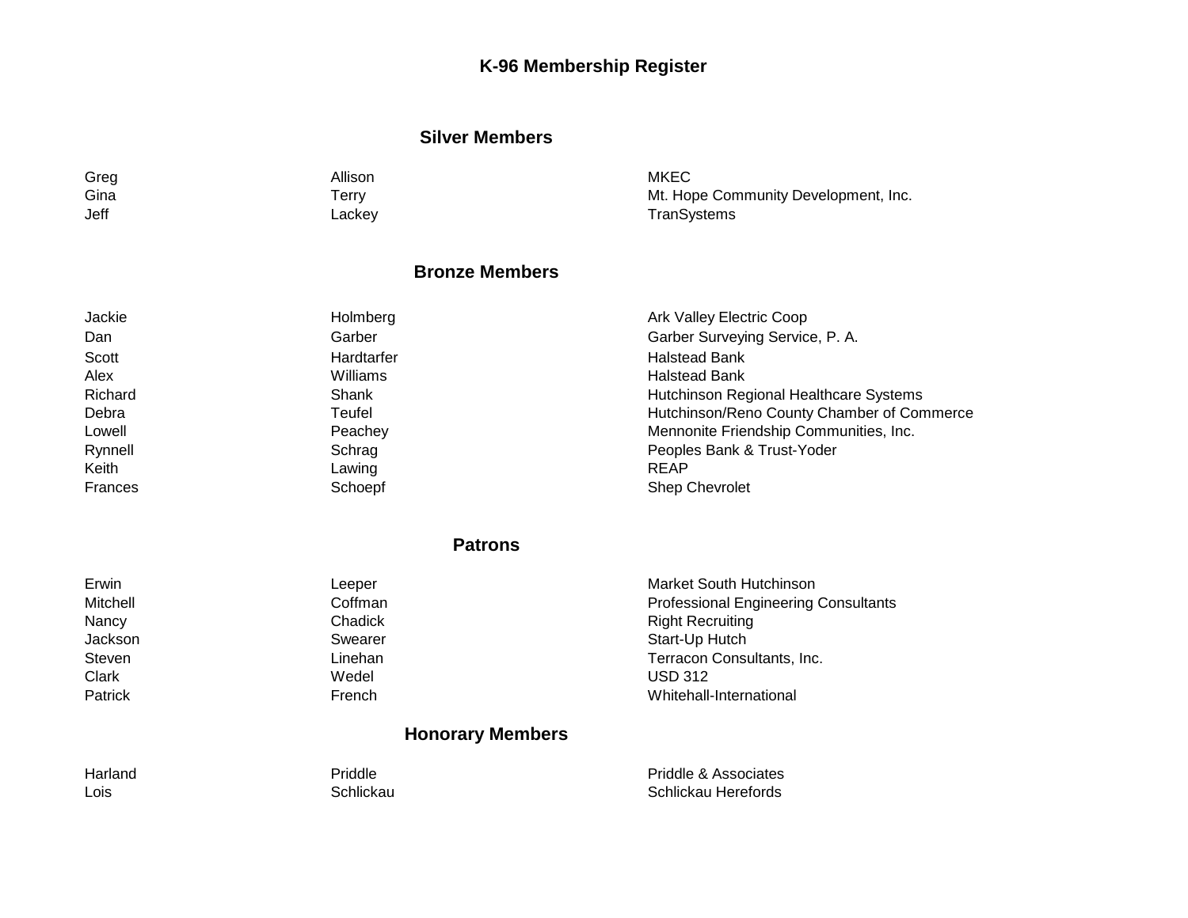# K-96 Membership Register

## Silver Members

| | | |
|---|---|---|
| Greg | Allison | MKEC |
| Gina | Terry | Mt. Hope Community Development, Inc. |
| Jeff | Lackey | TranSystems |

## Bronze Members

| | | |
|---|---|---|
| Jackie | Holmberg | Ark Valley Electric Coop |
| Dan | Garber | Garber Surveying Service, P. A. |
| Scott | Hardtarfer | Halstead Bank |
| Alex | Williams | Halstead Bank |
| Richard | Shank | Hutchinson Regional Healthcare Systems |
| Debra | Teufel | Hutchinson/Reno County Chamber of Commerce |
| Lowell | Peachey | Mennonite Friendship Communities, Inc. |
| Rynnell | Schrag | Peoples Bank & Trust-Yoder |
| Keith | Lawing | REAP |
| Frances | Schoepf | Shep Chevrolet |

## Patrons

| | | |
|---|---|---|
| Erwin | Leeper | Market South Hutchinson |
| Mitchell | Coffman | Professional Engineering Consultants |
| Nancy | Chadick | Right Recruiting |
| Jackson | Swearer | Start-Up Hutch |
| Steven | Linehan | Terracon Consultants, Inc. |
| Clark | Wedel | USD 312 |
| Patrick | French | Whitehall-International |

## Honorary Members

| | | |
|---|---|---|
| Harland | Priddle | Priddle & Associates |
| Lois | Schlickau | Schlickau Herefords |